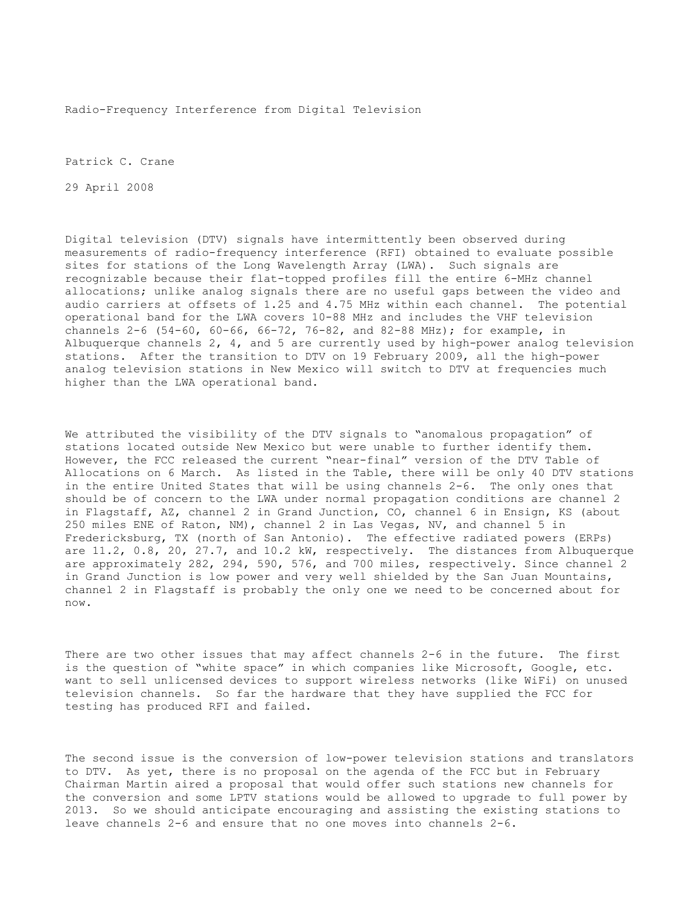# Radio-Frequency Interference from Digital Television

Patrick C. Crane

29 April 2008

Digital television (DTV) signals have intermittently been observed during measurements of radio-frequency interference (RFI) obtained to evaluate possible sites for stations of the Long Wavelength Array (LWA). Such signals are recognizable because their flat-topped profiles fill the entire 6-MHz channel allocations; unlike analog signals there are no useful gaps between the video and audio carriers at offsets of 1.25 and 4.75 MHz within each channel. The potential operational band for the LWA covers 10-88 MHz and includes the VHF television channels 2-6 (54-60, 60-66, 66-72, 76-82, and 82-88 MHz); for example, in Albuquerque channels 2, 4, and 5 are currently used by high-power analog television stations. After the transition to DTV on 19 February 2009, all the high-power analog television stations in New Mexico will switch to DTV at frequencies much higher than the LWA operational band.

We attributed the visibility of the DTV signals to "anomalous propagation" of stations located outside New Mexico but were unable to further identify them. However, the FCC released the current "near-final" version of the DTV Table of Allocations on 6 March. As listed in the Table, there will be only 40 DTV stations in the entire United States that will be using channels 2-6. The only ones that should be of concern to the LWA under normal propagation conditions are channel 2 in Flagstaff, AZ, channel 2 in Grand Junction, CO, channel 6 in Ensign, KS (about 250 miles ENE of Raton, NM), channel 2 in Las Vegas, NV, and channel 5 in Fredericksburg, TX (north of San Antonio). The effective radiated powers (ERPs) are 11.2, 0.8, 20, 27.7, and 10.2 kW, respectively. The distances from Albuquerque are approximately 282, 294, 590, 576, and 700 miles, respectively. Since channel 2 in Grand Junction is low power and very well shielded by the San Juan Mountains, channel 2 in Flagstaff is probably the only one we need to be concerned about for now.

There are two other issues that may affect channels 2-6 in the future. The first is the question of "white space" in which companies like Microsoft, Google, etc. want to sell unlicensed devices to support wireless networks (like WiFi) on unused television channels. So far the hardware that they have supplied the FCC for testing has produced RFI and failed.

The second issue is the conversion of low-power television stations and translators to DTV. As yet, there is no proposal on the agenda of the FCC but in February Chairman Martin aired a proposal that would offer such stations new channels for the conversion and some LPTV stations would be allowed to upgrade to full power by 2013. So we should anticipate encouraging and assisting the existing stations to leave channels 2-6 and ensure that no one moves into channels 2-6.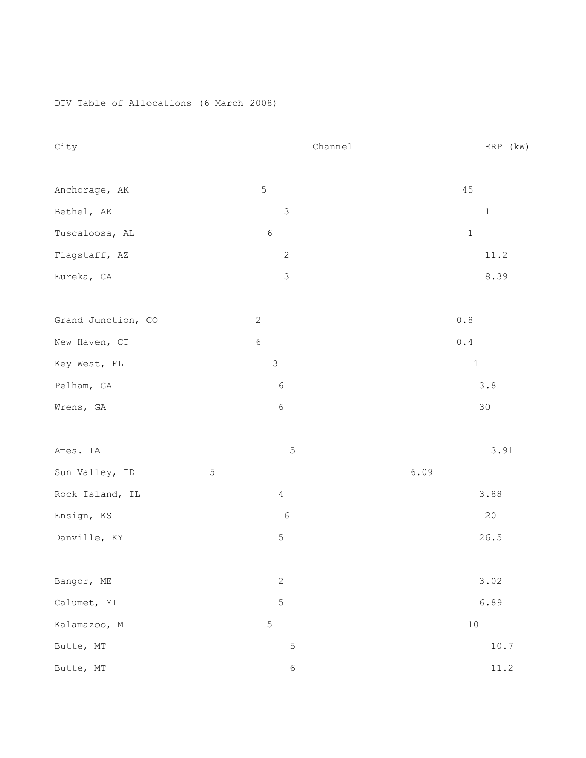DTV Table of Allocations (6 March 2008)

| City | Channel | ERP (kW) |
|---|---|---|
| Anchorage, AK | 5 | 45 |
| Bethel, AK | 3 | 1 |
| Tuscaloosa, AL | 6 | 1 |
| Flagstaff, AZ | 2 | 11.2 |
| Eureka, CA | 3 | 8.39 |
| Grand Junction, CO | 2 | 0.8 |
| New Haven, CT | 6 | 0.4 |
| Key West, FL | 3 | 1 |
| Pelham, GA | 6 | 3.8 |
| Wrens, GA | 6 | 30 |
| Ames. IA | 5 | 3.91 |
| Sun Valley, ID | 5 | 6.09 |
| Rock Island, IL | 4 | 3.88 |
| Ensign, KS | 6 | 20 |
| Danville, KY | 5 | 26.5 |
| Bangor, ME | 2 | 3.02 |
| Calumet, MI | 5 | 6.89 |
| Kalamazoo, MI | 5 | 10 |
| Butte, MT | 5 | 10.7 |
| Butte, MT | 6 | 11.2 |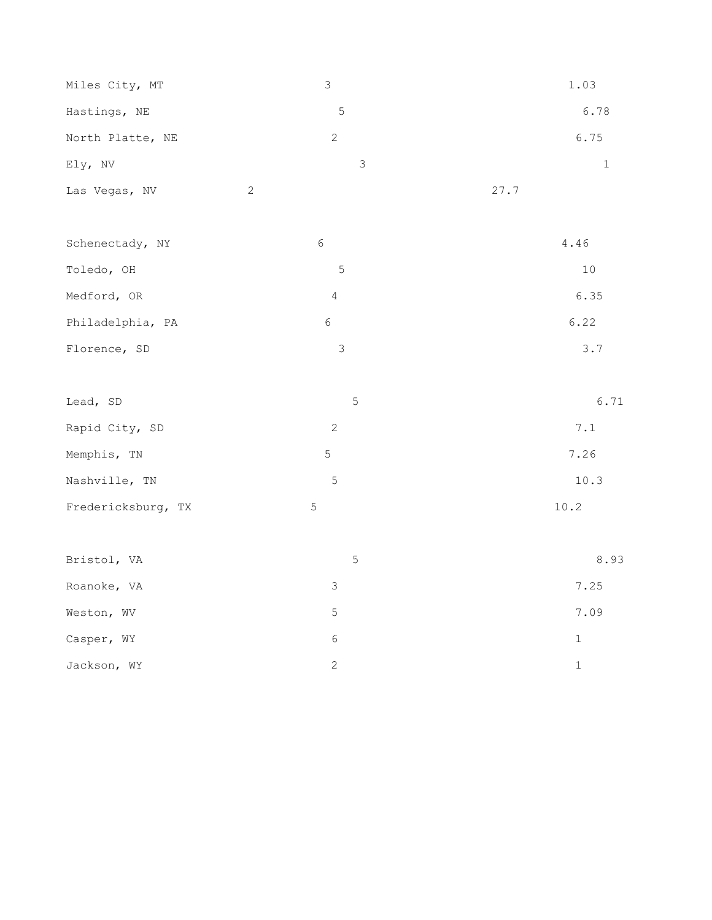| | | |
|---|---|---|
| Miles City, MT | 3 | 1.03 |
| Hastings, NE | 5 | 6.78 |
| North Platte, NE | 2 | 6.75 |
| Ely, NV | 3 | 1 |
| Las Vegas, NV | 2 | 27.7 |
| Schenectady, NY | 6 | 4.46 |
| Toledo, OH | 5 | 10 |
| Medford, OR | 4 | 6.35 |
| Philadelphia, PA | 6 | 6.22 |
| Florence, SD | 3 | 3.7 |
| Lead, SD | 5 | 6.71 |
| Rapid City, SD | 2 | 7.1 |
| Memphis, TN | 5 | 7.26 |
| Nashville, TN | 5 | 10.3 |
| Fredericksburg, TX | 5 | 10.2 |
| Bristol, VA | 5 | 8.93 |
| Roanoke, VA | 3 | 7.25 |
| Weston, WV | 5 | 7.09 |
| Casper, WY | 6 | 1 |
| Jackson, WY | 2 | 1 |